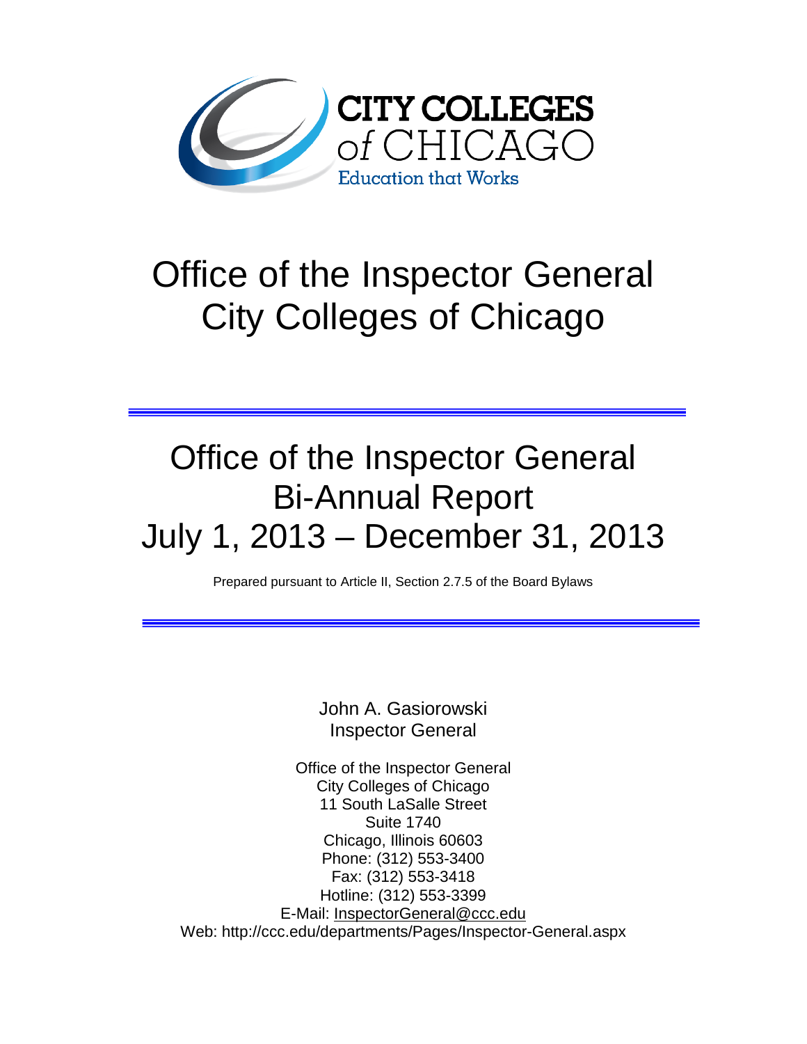CITY COLLEGES of CHICAGO

Education that Works

# Office of the Inspector General
# City Colleges of Chicago

---

# Office of the Inspector General Bi-Annual Report July 1, 2013 – December 31, 2013

Prepared pursuant to Article II, Section 2.7.5 of the Board Bylaws

---

John A. Gasiorowski
Inspector General

Office of the Inspector General
City Colleges of Chicago
11 South LaSalle Street
Suite 1740
Chicago, Illinois 60603
Phone: (312) 553-3400
Fax: (312) 553-3418
Hotline: (312) 553-3399
E-Mail: InspectorGeneral@ccc.edu
Web: http://ccc.edu/departments/Pages/Inspector-General.aspx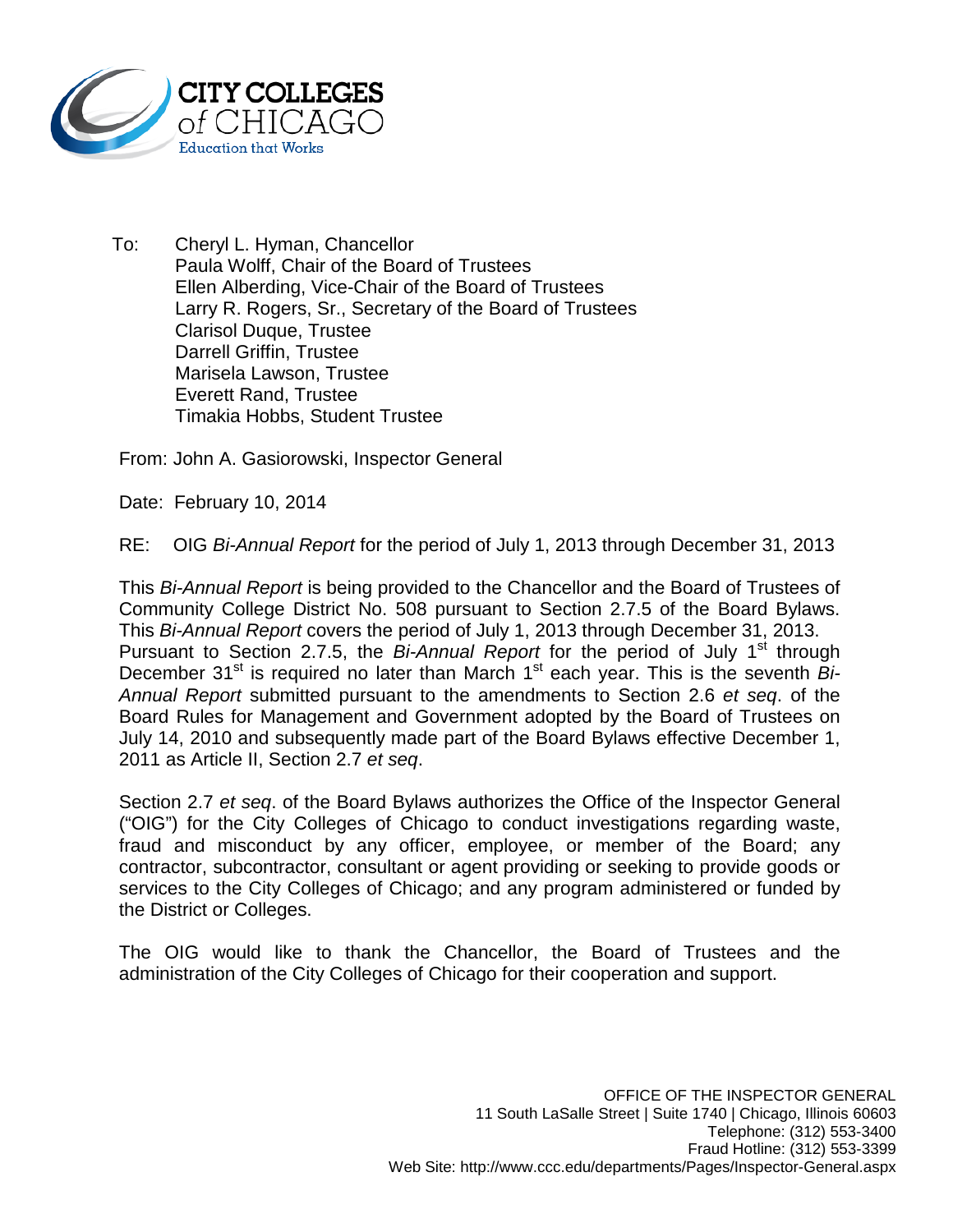CITY COLLEGES of CHICAGO
Education that Works

To: Cheryl L. Hyman, Chancellor
Paula Wolff, Chair of the Board of Trustees
Ellen Alberding, Vice-Chair of the Board of Trustees
Larry R. Rogers, Sr., Secretary of the Board of Trustees
Clarisol Duque, Trustee
Darrell Griffin, Trustee
Marisela Lawson, Trustee
Everett Rand, Trustee
Timakia Hobbs, Student Trustee

From: John A. Gasiorowski, Inspector General

Date: February 10, 2014

RE: OIG *Bi-Annual Report* for the period of July 1, 2013 through December 31, 2013

This *Bi-Annual Report* is being provided to the Chancellor and the Board of Trustees of Community College District No. 508 pursuant to Section 2.7.5 of the Board Bylaws. This *Bi-Annual Report* covers the period of July 1, 2013 through December 31, 2013. Pursuant to Section 2.7.5, the *Bi-Annual Report* for the period of July 1st through December 31st is required no later than March 1st each year. This is the seventh *Bi-Annual Report* submitted pursuant to the amendments to Section 2.6 *et seq*. of the Board Rules for Management and Government adopted by the Board of Trustees on July 14, 2010 and subsequently made part of the Board Bylaws effective December 1, 2011 as Article II, Section 2.7 *et seq*.

Section 2.7 *et seq*. of the Board Bylaws authorizes the Office of the Inspector General ("OIG") for the City Colleges of Chicago to conduct investigations regarding waste, fraud and misconduct by any officer, employee, or member of the Board; any contractor, subcontractor, consultant or agent providing or seeking to provide goods or services to the City Colleges of Chicago; and any program administered or funded by the District or Colleges.

The OIG would like to thank the Chancellor, the Board of Trustees and the administration of the City Colleges of Chicago for their cooperation and support.

OFFICE OF THE INSPECTOR GENERAL
11 South LaSalle Street | Suite 1740 | Chicago, Illinois 60603
Telephone: (312) 553-3400
Fraud Hotline: (312) 553-3399
Web Site: http://www.ccc.edu/departments/Pages/Inspector-General.aspx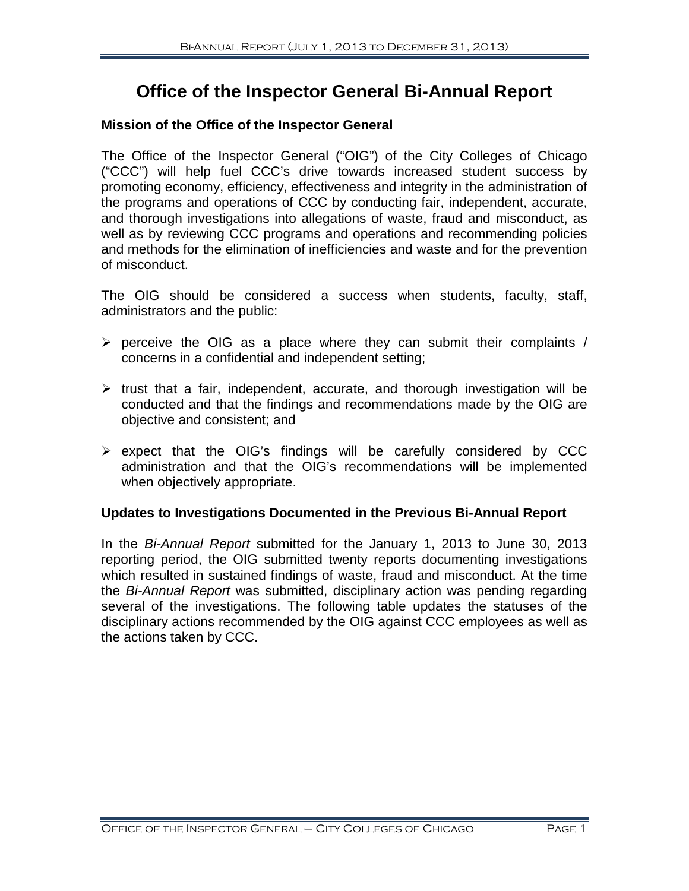# Office of the Inspector General Bi-Annual Report

### Mission of the Office of the Inspector General

The Office of the Inspector General ("OIG") of the City Colleges of Chicago ("CCC") will help fuel CCC's drive towards increased student success by promoting economy, efficiency, effectiveness and integrity in the administration of the programs and operations of CCC by conducting fair, independent, accurate, and thorough investigations into allegations of waste, fraud and misconduct, as well as by reviewing CCC programs and operations and recommending policies and methods for the elimination of inefficiencies and waste and for the prevention of misconduct.

The OIG should be considered a success when students, faculty, staff, administrators and the public:

- perceive the OIG as a place where they can submit their complaints / concerns in a confidential and independent setting;
- trust that a fair, independent, accurate, and thorough investigation will be conducted and that the findings and recommendations made by the OIG are objective and consistent; and
- expect that the OIG's findings will be carefully considered by CCC administration and that the OIG's recommendations will be implemented when objectively appropriate.

### Updates to Investigations Documented in the Previous Bi-Annual Report

In the *Bi-Annual Report* submitted for the January 1, 2013 to June 30, 2013 reporting period, the OIG submitted twenty reports documenting investigations which resulted in sustained findings of waste, fraud and misconduct. At the time the *Bi-Annual Report* was submitted, disciplinary action was pending regarding several of the investigations. The following table updates the statuses of the disciplinary actions recommended by the OIG against CCC employees as well as the actions taken by CCC.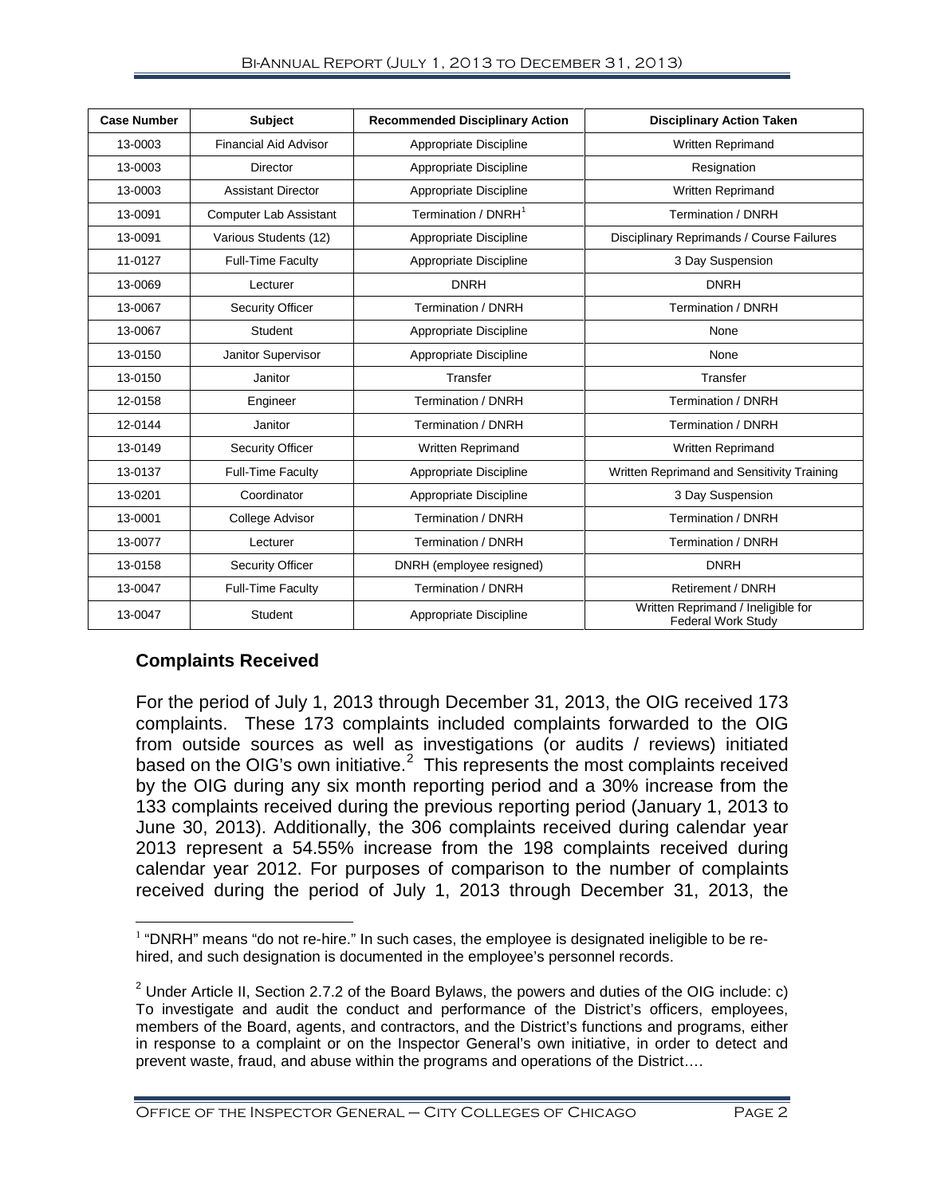| Case Number | Subject | Recommended Disciplinary Action | Disciplinary Action Taken |
|---|---|---|---|
| 13-0003 | Financial Aid Advisor | Appropriate Discipline | Written Reprimand |
| 13-0003 | Director | Appropriate Discipline | Resignation |
| 13-0003 | Assistant Director | Appropriate Discipline | Written Reprimand |
| 13-0091 | Computer Lab Assistant | Termination / DNRH[1] | Termination / DNRH |
| 13-0091 | Various Students (12) | Appropriate Discipline | Disciplinary Reprimands / Course Failures |
| 11-0127 | Full-Time Faculty | Appropriate Discipline | 3 Day Suspension |
| 13-0069 | Lecturer | DNRH | DNRH |
| 13-0067 | Security Officer | Termination / DNRH | Termination / DNRH |
| 13-0067 | Student | Appropriate Discipline | None |
| 13-0150 | Janitor Supervisor | Appropriate Discipline | None |
| 13-0150 | Janitor | Transfer | Transfer |
| 12-0158 | Engineer | Termination / DNRH | Termination / DNRH |
| 12-0144 | Janitor | Termination / DNRH | Termination / DNRH |
| 13-0149 | Security Officer | Written Reprimand | Written Reprimand |
| 13-0137 | Full-Time Faculty | Appropriate Discipline | Written Reprimand and Sensitivity Training |
| 13-0201 | Coordinator | Appropriate Discipline | 3 Day Suspension |
| 13-0001 | College Advisor | Termination / DNRH | Termination / DNRH |
| 13-0077 | Lecturer | Termination / DNRH | Termination / DNRH |
| 13-0158 | Security Officer | DNRH (employee resigned) | DNRH |
| 13-0047 | Full-Time Faculty | Termination / DNRH | Retirement / DNRH |
| 13-0047 | Student | Appropriate Discipline | Written Reprimand / Ineligible for Federal Work Study |

## Complaints Received

For the period of July 1, 2013 through December 31, 2013, the OIG received 173 complaints. These 173 complaints included complaints forwarded to the OIG from outside sources as well as investigations (or audits / reviews) initiated based on the OIG's own initiative.[2] This represents the most complaints received by the OIG during any six month reporting period and a 30% increase from the 133 complaints received during the previous reporting period (January 1, 2013 to June 30, 2013). Additionally, the 306 complaints received during calendar year 2013 represent a 54.55% increase from the 198 complaints received during calendar year 2012. For purposes of comparison to the number of complaints received during the period of July 1, 2013 through December 31, 2013, the

[1] "DNRH" means "do not re-hire." In such cases, the employee is designated ineligible to be re-hired, and such designation is documented in the employee's personnel records.

[2] Under Article II, Section 2.7.2 of the Board Bylaws, the powers and duties of the OIG include: c) To investigate and audit the conduct and performance of the District's officers, employees, members of the Board, agents, and contractors, and the District's functions and programs, either in response to a complaint or on the Inspector General's own initiative, in order to detect and prevent waste, fraud, and abuse within the programs and operations of the District….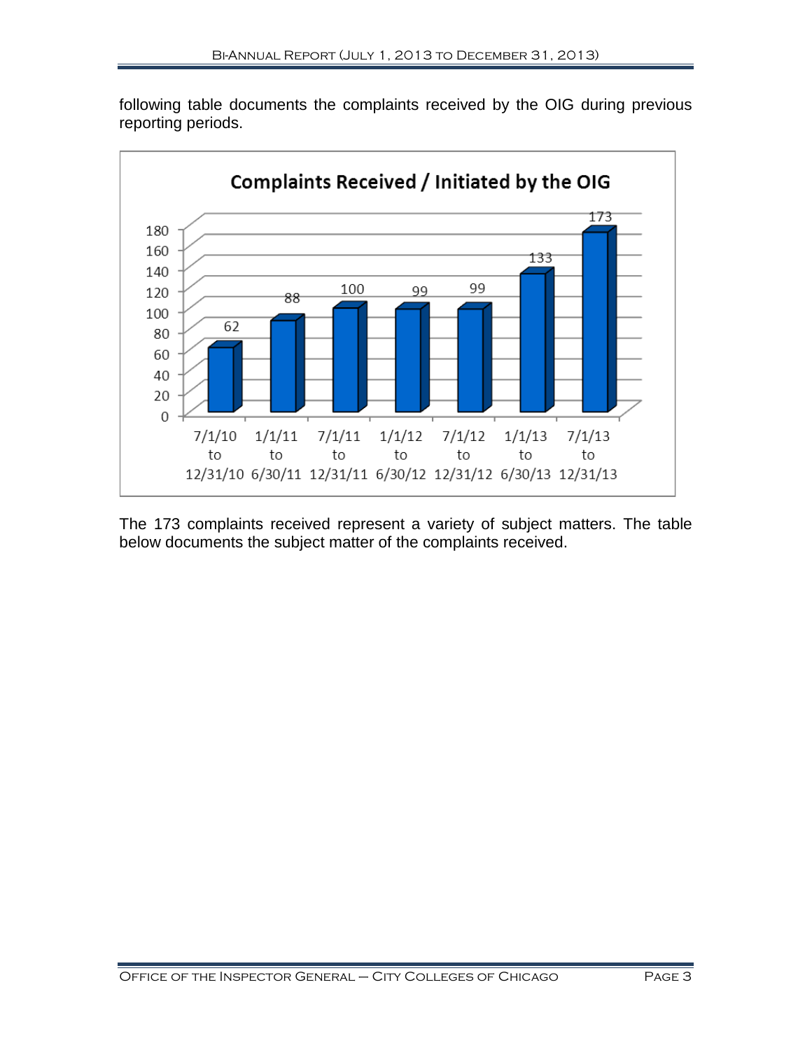following table documents the complaints received by the OIG during previous reporting periods.

Complaints Received / Initiated by the OIG

180
160
140
120
100
80
60
40
20
0

62
88
100
99
99
133
173

7/1/10 to 12/31/10
1/1/11 to 6/30/11
7/1/11 to 12/31/11
1/1/12 to 6/30/12
7/1/12 to 12/31/12
1/1/13 to 6/30/13
7/1/13 to 12/31/13

The 173 complaints received represent a variety of subject matters. The table below documents the subject matter of the complaints received.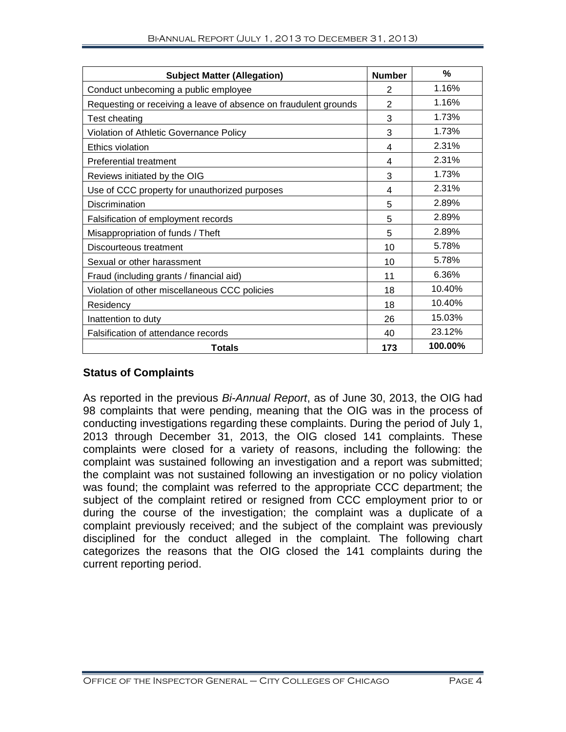| Subject Matter (Allegation) | Number | % |
|---|---|---|
| Conduct unbecoming a public employee | 2 | 1.16% |
| Requesting or receiving a leave of absence on fraudulent grounds | 2 | 1.16% |
| Test cheating | 3 | 1.73% |
| Violation of Athletic Governance Policy | 3 | 1.73% |
| Ethics violation | 4 | 2.31% |
| Preferential treatment | 4 | 2.31% |
| Reviews initiated by the OIG | 3 | 1.73% |
| Use of CCC property for unauthorized purposes | 4 | 2.31% |
| Discrimination | 5 | 2.89% |
| Falsification of employment records | 5 | 2.89% |
| Misappropriation of funds / Theft | 5 | 2.89% |
| Discourteous treatment | 10 | 5.78% |
| Sexual or other harassment | 10 | 5.78% |
| Fraud (including grants / financial aid) | 11 | 6.36% |
| Violation of other miscellaneous CCC policies | 18 | 10.40% |
| Residency | 18 | 10.40% |
| Inattention to duty | 26 | 15.03% |
| Falsification of attendance records | 40 | 23.12% |
| **Totals** | **173** | **100.00%** |

## Status of Complaints

As reported in the previous *Bi-Annual Report*, as of June 30, 2013, the OIG had 98 complaints that were pending, meaning that the OIG was in the process of conducting investigations regarding these complaints. During the period of July 1, 2013 through December 31, 2013, the OIG closed 141 complaints. These complaints were closed for a variety of reasons, including the following: the complaint was sustained following an investigation and a report was submitted; the complaint was not sustained following an investigation or no policy violation was found; the complaint was referred to the appropriate CCC department; the subject of the complaint retired or resigned from CCC employment prior to or during the course of the investigation; the complaint was a duplicate of a complaint previously received; and the subject of the complaint was previously disciplined for the conduct alleged in the complaint. The following chart categorizes the reasons that the OIG closed the 141 complaints during the current reporting period.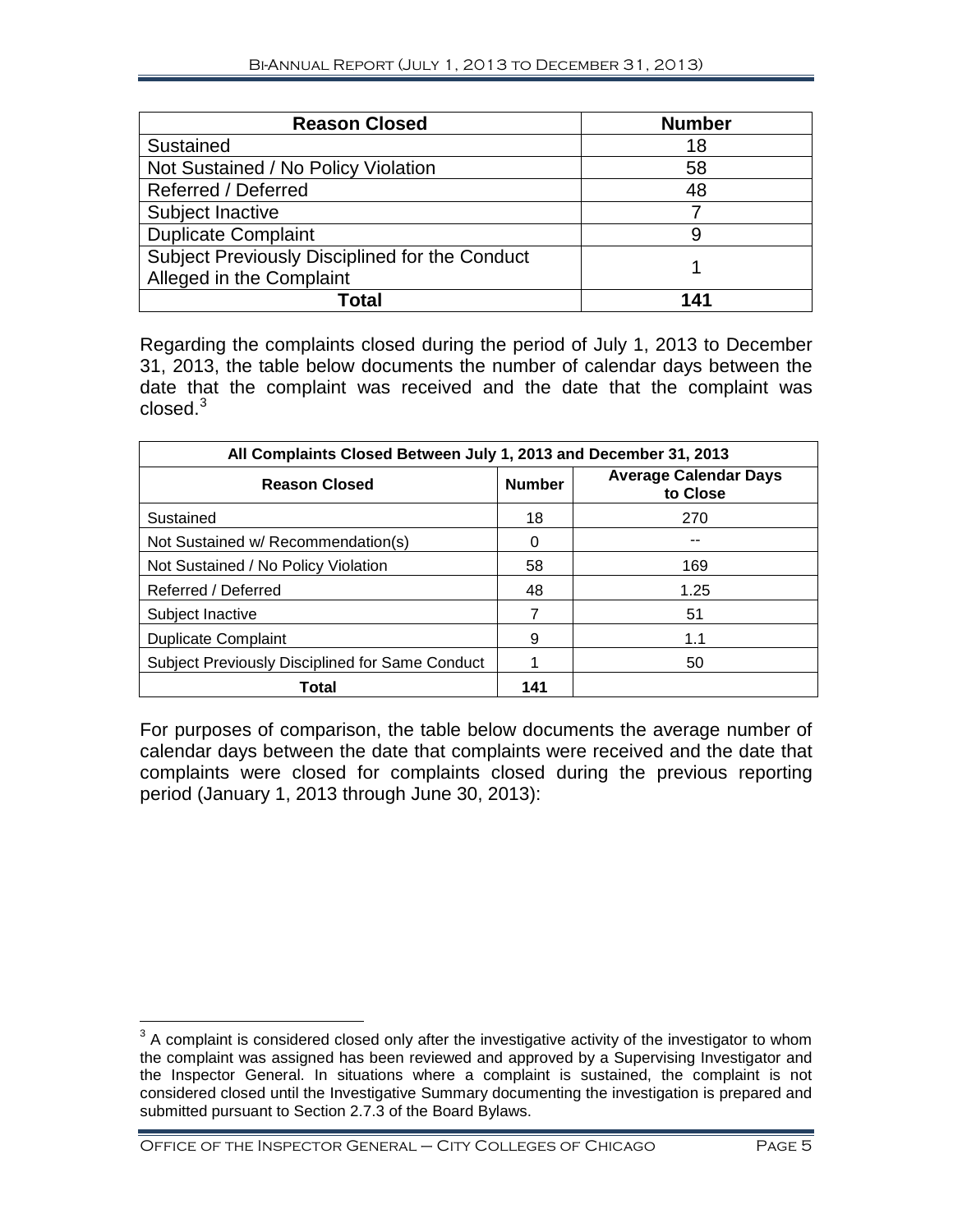| Reason Closed | Number |
|---|---|
| Sustained | 18 |
| Not Sustained / No Policy Violation | 58 |
| Referred / Deferred | 48 |
| Subject Inactive | 7 |
| Duplicate Complaint | 9 |
| Subject Previously Disciplined for the Conduct Alleged in the Complaint | 1 |
| **Total** | **141** |

Regarding the complaints closed during the period of July 1, 2013 to December 31, 2013, the table below documents the number of calendar days between the date that the complaint was received and the date that the complaint was closed.[3]

| All Complaints Closed Between July 1, 2013 and December 31, 2013 | | |
|---|---|---|
| **Reason Closed** | **Number** | **Average Calendar Days to Close** |
| Sustained | 18 | 270 |
| Not Sustained w/ Recommendation(s) | 0 | -- |
| Not Sustained / No Policy Violation | 58 | 169 |
| Referred / Deferred | 48 | 1.25 |
| Subject Inactive | 7 | 51 |
| Duplicate Complaint | 9 | 1.1 |
| Subject Previously Disciplined for Same Conduct | 1 | 50 |
| **Total** | **141** | |

For purposes of comparison, the table below documents the average number of calendar days between the date that complaints were received and the date that complaints were closed for complaints closed during the previous reporting period (January 1, 2013 through June 30, 2013):

[3] A complaint is considered closed only after the investigative activity of the investigator to whom the complaint was assigned has been reviewed and approved by a Supervising Investigator and the Inspector General. In situations where a complaint is sustained, the complaint is not considered closed until the Investigative Summary documenting the investigation is prepared and submitted pursuant to Section 2.7.3 of the Board Bylaws.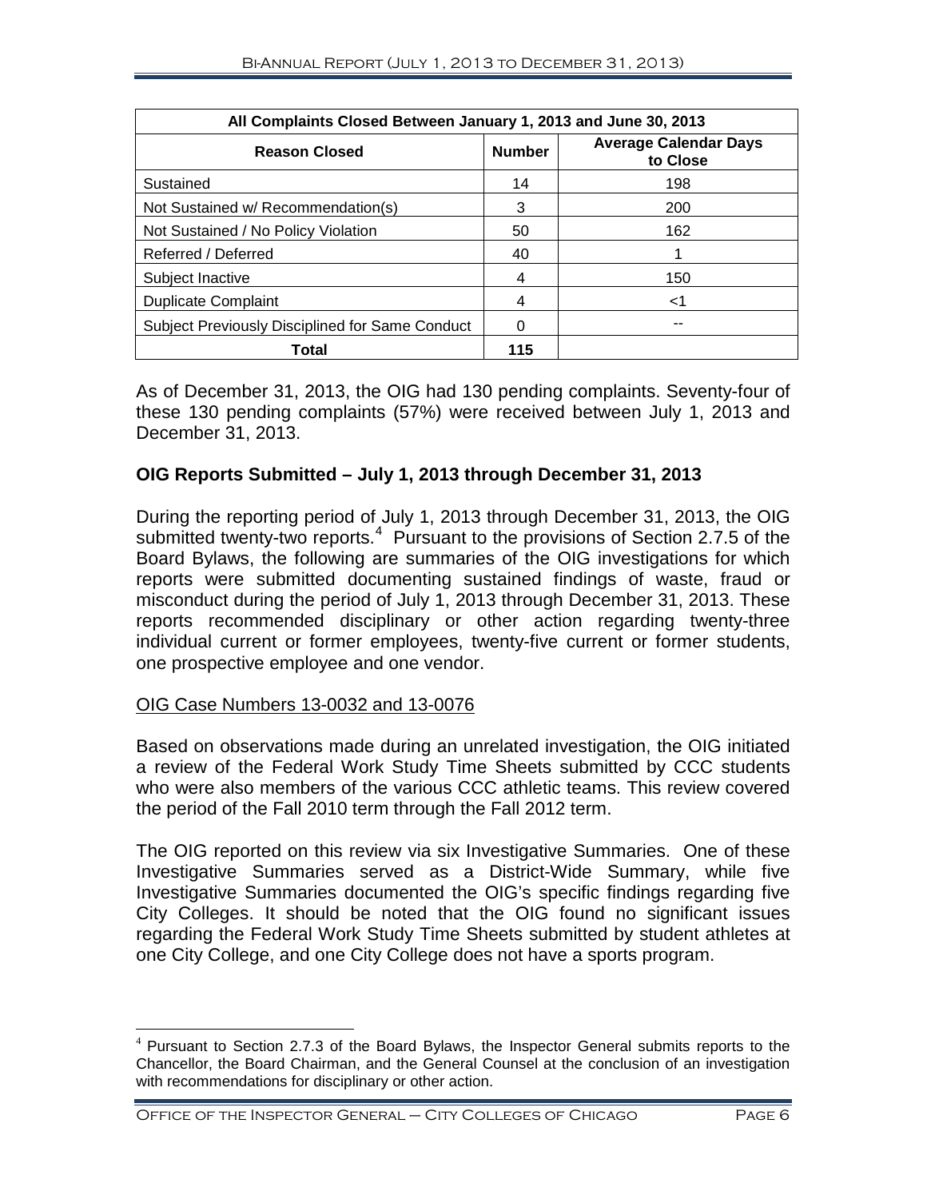| All Complaints Closed Between January 1, 2013 and June 30, 2013 | | |
|---|---|---|
| **Reason Closed** | **Number** | **Average Calendar Days to Close** |
| Sustained | 14 | 198 |
| Not Sustained w/ Recommendation(s) | 3 | 200 |
| Not Sustained / No Policy Violation | 50 | 162 |
| Referred / Deferred | 40 | 1 |
| Subject Inactive | 4 | 150 |
| Duplicate Complaint | 4 | <1 |
| Subject Previously Disciplined for Same Conduct | 0 | -- |
| **Total** | **115** | |

As of December 31, 2013, the OIG had 130 pending complaints. Seventy-four of these 130 pending complaints (57%) were received between July 1, 2013 and December 31, 2013.

### OIG Reports Submitted – July 1, 2013 through December 31, 2013

During the reporting period of July 1, 2013 through December 31, 2013, the OIG submitted twenty-two reports.[4] Pursuant to the provisions of Section 2.7.5 of the Board Bylaws, the following are summaries of the OIG investigations for which reports were submitted documenting sustained findings of waste, fraud or misconduct during the period of July 1, 2013 through December 31, 2013. These reports recommended disciplinary or other action regarding twenty-three individual current or former employees, twenty-five current or former students, one prospective employee and one vendor.

OIG Case Numbers 13-0032 and 13-0076

Based on observations made during an unrelated investigation, the OIG initiated a review of the Federal Work Study Time Sheets submitted by CCC students who were also members of the various CCC athletic teams. This review covered the period of the Fall 2010 term through the Fall 2012 term.

The OIG reported on this review via six Investigative Summaries. One of these Investigative Summaries served as a District-Wide Summary, while five Investigative Summaries documented the OIG's specific findings regarding five City Colleges. It should be noted that the OIG found no significant issues regarding the Federal Work Study Time Sheets submitted by student athletes at one City College, and one City College does not have a sports program.

[4] Pursuant to Section 2.7.3 of the Board Bylaws, the Inspector General submits reports to the Chancellor, the Board Chairman, and the General Counsel at the conclusion of an investigation with recommendations for disciplinary or other action.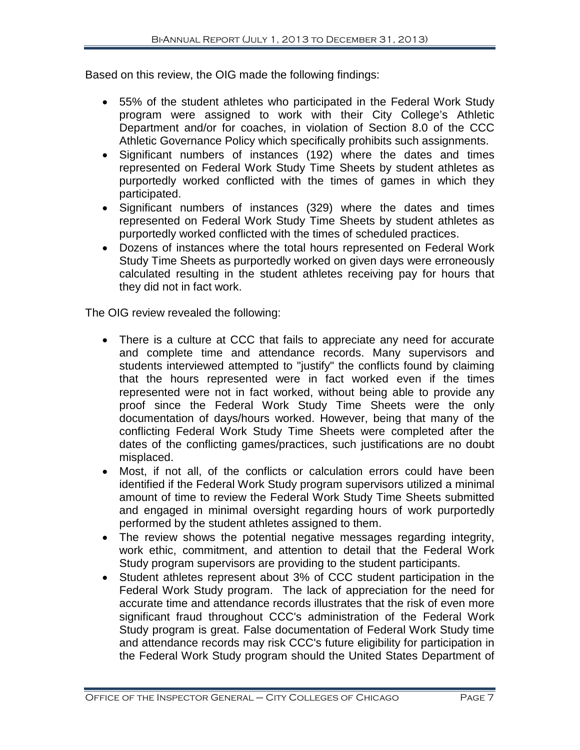Based on this review, the OIG made the following findings:

- 55% of the student athletes who participated in the Federal Work Study program were assigned to work with their City College's Athletic Department and/or for coaches, in violation of Section 8.0 of the CCC Athletic Governance Policy which specifically prohibits such assignments.
- Significant numbers of instances (192) where the dates and times represented on Federal Work Study Time Sheets by student athletes as purportedly worked conflicted with the times of games in which they participated.
- Significant numbers of instances (329) where the dates and times represented on Federal Work Study Time Sheets by student athletes as purportedly worked conflicted with the times of scheduled practices.
- Dozens of instances where the total hours represented on Federal Work Study Time Sheets as purportedly worked on given days were erroneously calculated resulting in the student athletes receiving pay for hours that they did not in fact work.

The OIG review revealed the following:

- There is a culture at CCC that fails to appreciate any need for accurate and complete time and attendance records. Many supervisors and students interviewed attempted to "justify" the conflicts found by claiming that the hours represented were in fact worked even if the times represented were not in fact worked, without being able to provide any proof since the Federal Work Study Time Sheets were the only documentation of days/hours worked. However, being that many of the conflicting Federal Work Study Time Sheets were completed after the dates of the conflicting games/practices, such justifications are no doubt misplaced.
- Most, if not all, of the conflicts or calculation errors could have been identified if the Federal Work Study program supervisors utilized a minimal amount of time to review the Federal Work Study Time Sheets submitted and engaged in minimal oversight regarding hours of work purportedly performed by the student athletes assigned to them.
- The review shows the potential negative messages regarding integrity, work ethic, commitment, and attention to detail that the Federal Work Study program supervisors are providing to the student participants.
- Student athletes represent about 3% of CCC student participation in the Federal Work Study program. The lack of appreciation for the need for accurate time and attendance records illustrates that the risk of even more significant fraud throughout CCC's administration of the Federal Work Study program is great. False documentation of Federal Work Study time and attendance records may risk CCC's future eligibility for participation in the Federal Work Study program should the United States Department of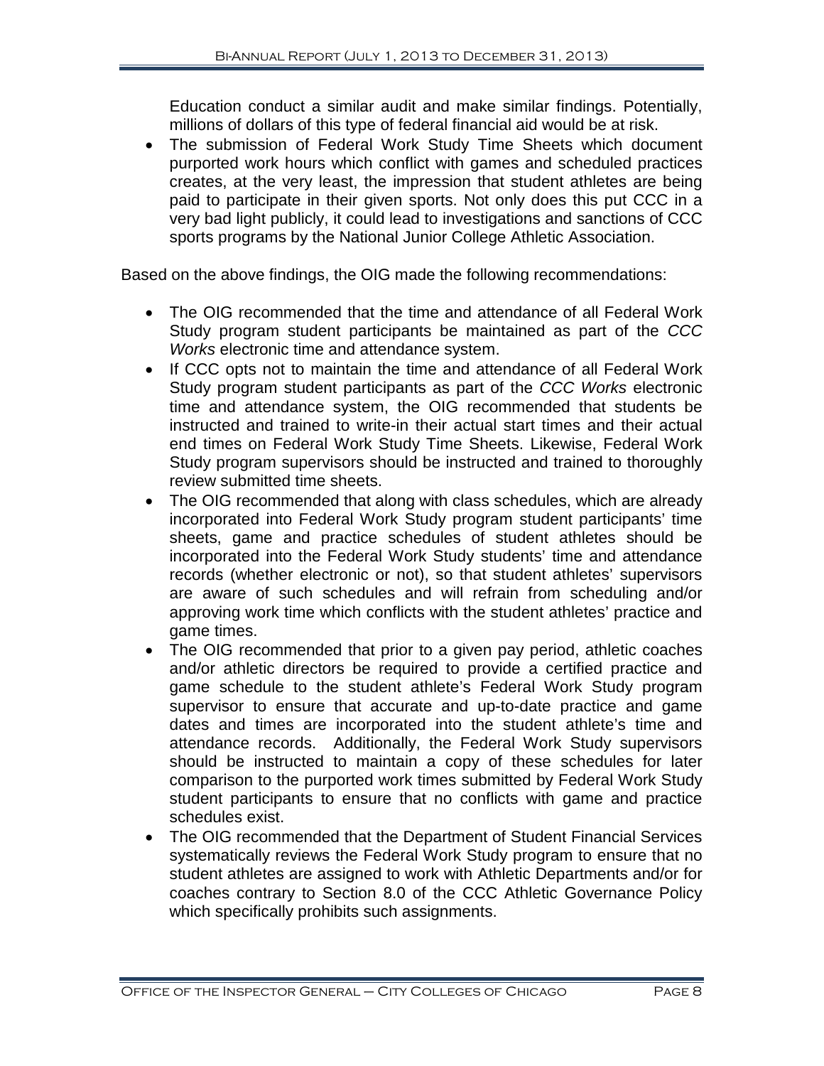Education conduct a similar audit and make similar findings. Potentially, millions of dollars of this type of federal financial aid would be at risk.

- The submission of Federal Work Study Time Sheets which document purported work hours which conflict with games and scheduled practices creates, at the very least, the impression that student athletes are being paid to participate in their given sports. Not only does this put CCC in a very bad light publicly, it could lead to investigations and sanctions of CCC sports programs by the National Junior College Athletic Association.

Based on the above findings, the OIG made the following recommendations:

- The OIG recommended that the time and attendance of all Federal Work Study program student participants be maintained as part of the *CCC Works* electronic time and attendance system.
- If CCC opts not to maintain the time and attendance of all Federal Work Study program student participants as part of the *CCC Works* electronic time and attendance system, the OIG recommended that students be instructed and trained to write-in their actual start times and their actual end times on Federal Work Study Time Sheets. Likewise, Federal Work Study program supervisors should be instructed and trained to thoroughly review submitted time sheets.
- The OIG recommended that along with class schedules, which are already incorporated into Federal Work Study program student participants' time sheets, game and practice schedules of student athletes should be incorporated into the Federal Work Study students' time and attendance records (whether electronic or not), so that student athletes' supervisors are aware of such schedules and will refrain from scheduling and/or approving work time which conflicts with the student athletes' practice and game times.
- The OIG recommended that prior to a given pay period, athletic coaches and/or athletic directors be required to provide a certified practice and game schedule to the student athlete's Federal Work Study program supervisor to ensure that accurate and up-to-date practice and game dates and times are incorporated into the student athlete's time and attendance records. Additionally, the Federal Work Study supervisors should be instructed to maintain a copy of these schedules for later comparison to the purported work times submitted by Federal Work Study student participants to ensure that no conflicts with game and practice schedules exist.
- The OIG recommended that the Department of Student Financial Services systematically reviews the Federal Work Study program to ensure that no student athletes are assigned to work with Athletic Departments and/or for coaches contrary to Section 8.0 of the CCC Athletic Governance Policy which specifically prohibits such assignments.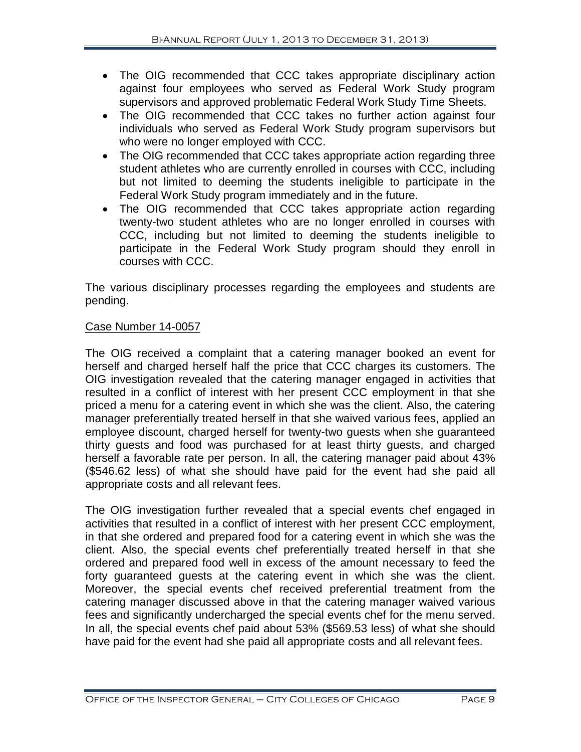- The OIG recommended that CCC takes appropriate disciplinary action against four employees who served as Federal Work Study program supervisors and approved problematic Federal Work Study Time Sheets.
- The OIG recommended that CCC takes no further action against four individuals who served as Federal Work Study program supervisors but who were no longer employed with CCC.
- The OIG recommended that CCC takes appropriate action regarding three student athletes who are currently enrolled in courses with CCC, including but not limited to deeming the students ineligible to participate in the Federal Work Study program immediately and in the future.
- The OIG recommended that CCC takes appropriate action regarding twenty-two student athletes who are no longer enrolled in courses with CCC, including but not limited to deeming the students ineligible to participate in the Federal Work Study program should they enroll in courses with CCC.

The various disciplinary processes regarding the employees and students are pending.

Case Number 14-0057

The OIG received a complaint that a catering manager booked an event for herself and charged herself half the price that CCC charges its customers. The OIG investigation revealed that the catering manager engaged in activities that resulted in a conflict of interest with her present CCC employment in that she priced a menu for a catering event in which she was the client. Also, the catering manager preferentially treated herself in that she waived various fees, applied an employee discount, charged herself for twenty-two guests when she guaranteed thirty guests and food was purchased for at least thirty guests, and charged herself a favorable rate per person. In all, the catering manager paid about 43% ($546.62 less) of what she should have paid for the event had she paid all appropriate costs and all relevant fees.

The OIG investigation further revealed that a special events chef engaged in activities that resulted in a conflict of interest with her present CCC employment, in that she ordered and prepared food for a catering event in which she was the client. Also, the special events chef preferentially treated herself in that she ordered and prepared food well in excess of the amount necessary to feed the forty guaranteed guests at the catering event in which she was the client. Moreover, the special events chef received preferential treatment from the catering manager discussed above in that the catering manager waived various fees and significantly undercharged the special events chef for the menu served. In all, the special events chef paid about 53% ($569.53 less) of what she should have paid for the event had she paid all appropriate costs and all relevant fees.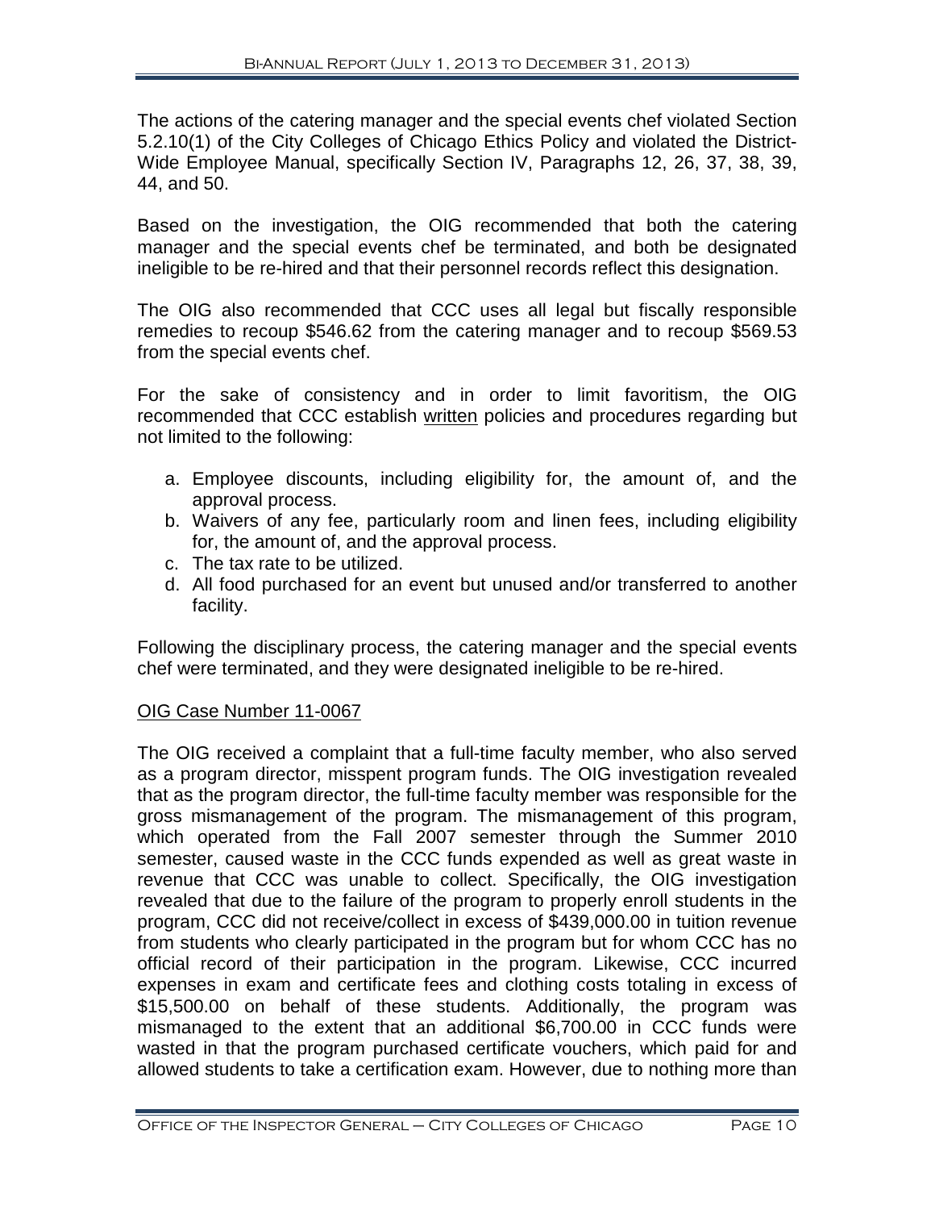The actions of the catering manager and the special events chef violated Section 5.2.10(1) of the City Colleges of Chicago Ethics Policy and violated the District-Wide Employee Manual, specifically Section IV, Paragraphs 12, 26, 37, 38, 39, 44, and 50.

Based on the investigation, the OIG recommended that both the catering manager and the special events chef be terminated, and both be designated ineligible to be re-hired and that their personnel records reflect this designation.

The OIG also recommended that CCC uses all legal but fiscally responsible remedies to recoup $546.62 from the catering manager and to recoup $569.53 from the special events chef.

For the sake of consistency and in order to limit favoritism, the OIG recommended that CCC establish written policies and procedures regarding but not limited to the following:

a. Employee discounts, including eligibility for, the amount of, and the approval process.
b. Waivers of any fee, particularly room and linen fees, including eligibility for, the amount of, and the approval process.
c. The tax rate to be utilized.
d. All food purchased for an event but unused and/or transferred to another facility.

Following the disciplinary process, the catering manager and the special events chef were terminated, and they were designated ineligible to be re-hired.

OIG Case Number 11-0067

The OIG received a complaint that a full-time faculty member, who also served as a program director, misspent program funds. The OIG investigation revealed that as the program director, the full-time faculty member was responsible for the gross mismanagement of the program. The mismanagement of this program, which operated from the Fall 2007 semester through the Summer 2010 semester, caused waste in the CCC funds expended as well as great waste in revenue that CCC was unable to collect. Specifically, the OIG investigation revealed that due to the failure of the program to properly enroll students in the program, CCC did not receive/collect in excess of $439,000.00 in tuition revenue from students who clearly participated in the program but for whom CCC has no official record of their participation in the program. Likewise, CCC incurred expenses in exam and certificate fees and clothing costs totaling in excess of $15,500.00 on behalf of these students. Additionally, the program was mismanaged to the extent that an additional $6,700.00 in CCC funds were wasted in that the program purchased certificate vouchers, which paid for and allowed students to take a certification exam. However, due to nothing more than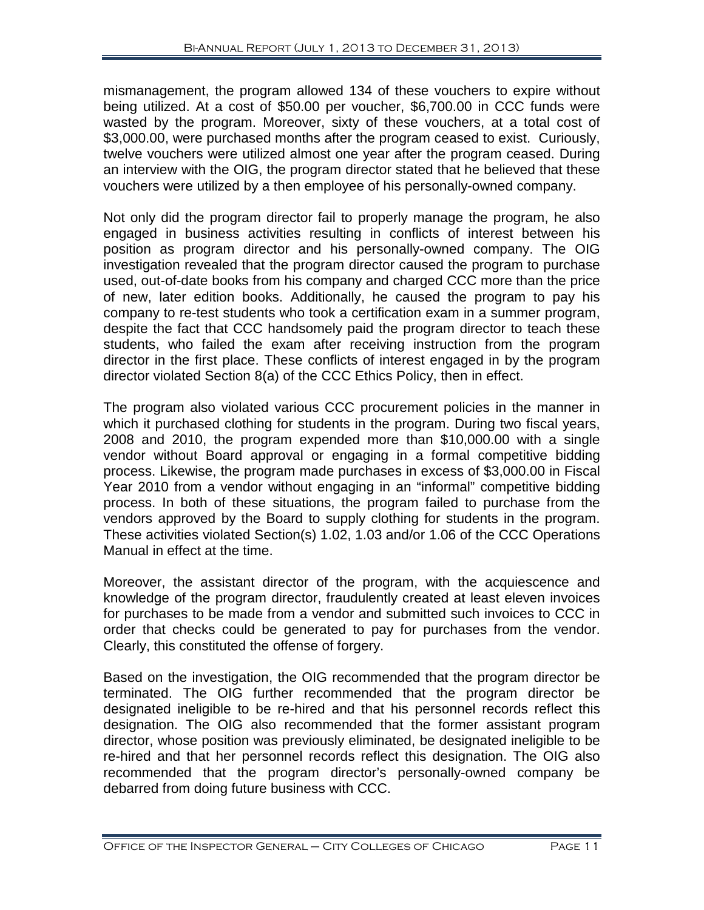mismanagement, the program allowed 134 of these vouchers to expire without being utilized. At a cost of $50.00 per voucher, $6,700.00 in CCC funds were wasted by the program. Moreover, sixty of these vouchers, at a total cost of $3,000.00, were purchased months after the program ceased to exist. Curiously, twelve vouchers were utilized almost one year after the program ceased. During an interview with the OIG, the program director stated that he believed that these vouchers were utilized by a then employee of his personally-owned company.

Not only did the program director fail to properly manage the program, he also engaged in business activities resulting in conflicts of interest between his position as program director and his personally-owned company. The OIG investigation revealed that the program director caused the program to purchase used, out-of-date books from his company and charged CCC more than the price of new, later edition books. Additionally, he caused the program to pay his company to re-test students who took a certification exam in a summer program, despite the fact that CCC handsomely paid the program director to teach these students, who failed the exam after receiving instruction from the program director in the first place. These conflicts of interest engaged in by the program director violated Section 8(a) of the CCC Ethics Policy, then in effect.

The program also violated various CCC procurement policies in the manner in which it purchased clothing for students in the program. During two fiscal years, 2008 and 2010, the program expended more than $10,000.00 with a single vendor without Board approval or engaging in a formal competitive bidding process. Likewise, the program made purchases in excess of $3,000.00 in Fiscal Year 2010 from a vendor without engaging in an "informal" competitive bidding process. In both of these situations, the program failed to purchase from the vendors approved by the Board to supply clothing for students in the program. These activities violated Section(s) 1.02, 1.03 and/or 1.06 of the CCC Operations Manual in effect at the time.

Moreover, the assistant director of the program, with the acquiescence and knowledge of the program director, fraudulently created at least eleven invoices for purchases to be made from a vendor and submitted such invoices to CCC in order that checks could be generated to pay for purchases from the vendor. Clearly, this constituted the offense of forgery.

Based on the investigation, the OIG recommended that the program director be terminated. The OIG further recommended that the program director be designated ineligible to be re-hired and that his personnel records reflect this designation. The OIG also recommended that the former assistant program director, whose position was previously eliminated, be designated ineligible to be re-hired and that her personnel records reflect this designation. The OIG also recommended that the program director's personally-owned company be debarred from doing future business with CCC.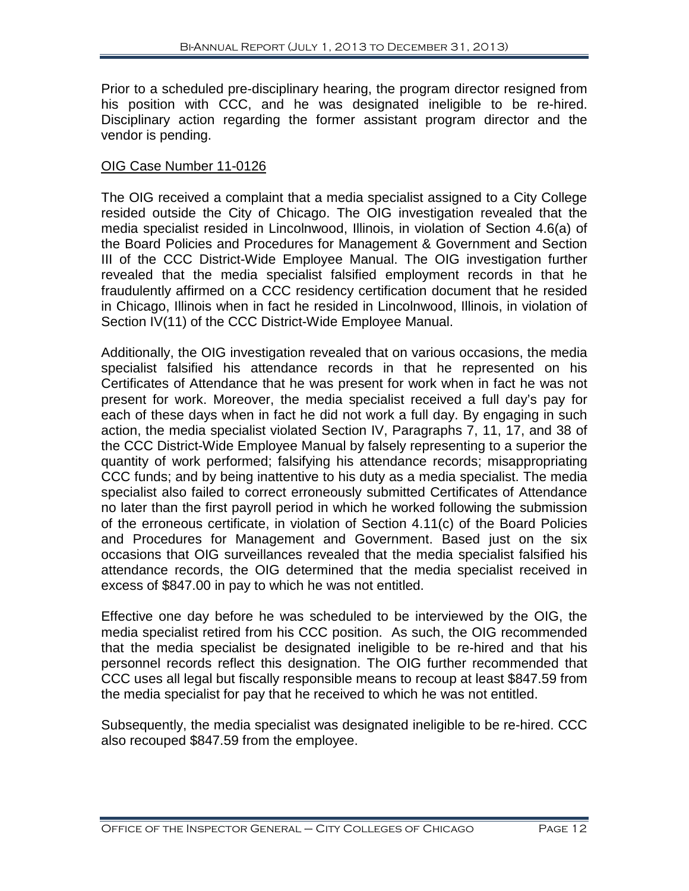Prior to a scheduled pre-disciplinary hearing, the program director resigned from his position with CCC, and he was designated ineligible to be re-hired. Disciplinary action regarding the former assistant program director and the vendor is pending.

OIG Case Number 11-0126

The OIG received a complaint that a media specialist assigned to a City College resided outside the City of Chicago. The OIG investigation revealed that the media specialist resided in Lincolnwood, Illinois, in violation of Section 4.6(a) of the Board Policies and Procedures for Management & Government and Section III of the CCC District-Wide Employee Manual. The OIG investigation further revealed that the media specialist falsified employment records in that he fraudulently affirmed on a CCC residency certification document that he resided in Chicago, Illinois when in fact he resided in Lincolnwood, Illinois, in violation of Section IV(11) of the CCC District-Wide Employee Manual.

Additionally, the OIG investigation revealed that on various occasions, the media specialist falsified his attendance records in that he represented on his Certificates of Attendance that he was present for work when in fact he was not present for work. Moreover, the media specialist received a full day's pay for each of these days when in fact he did not work a full day. By engaging in such action, the media specialist violated Section IV, Paragraphs 7, 11, 17, and 38 of the CCC District-Wide Employee Manual by falsely representing to a superior the quantity of work performed; falsifying his attendance records; misappropriating CCC funds; and by being inattentive to his duty as a media specialist. The media specialist also failed to correct erroneously submitted Certificates of Attendance no later than the first payroll period in which he worked following the submission of the erroneous certificate, in violation of Section 4.11(c) of the Board Policies and Procedures for Management and Government. Based just on the six occasions that OIG surveillances revealed that the media specialist falsified his attendance records, the OIG determined that the media specialist received in excess of $847.00 in pay to which he was not entitled.

Effective one day before he was scheduled to be interviewed by the OIG, the media specialist retired from his CCC position. As such, the OIG recommended that the media specialist be designated ineligible to be re-hired and that his personnel records reflect this designation. The OIG further recommended that CCC uses all legal but fiscally responsible means to recoup at least $847.59 from the media specialist for pay that he received to which he was not entitled.

Subsequently, the media specialist was designated ineligible to be re-hired. CCC also recouped $847.59 from the employee.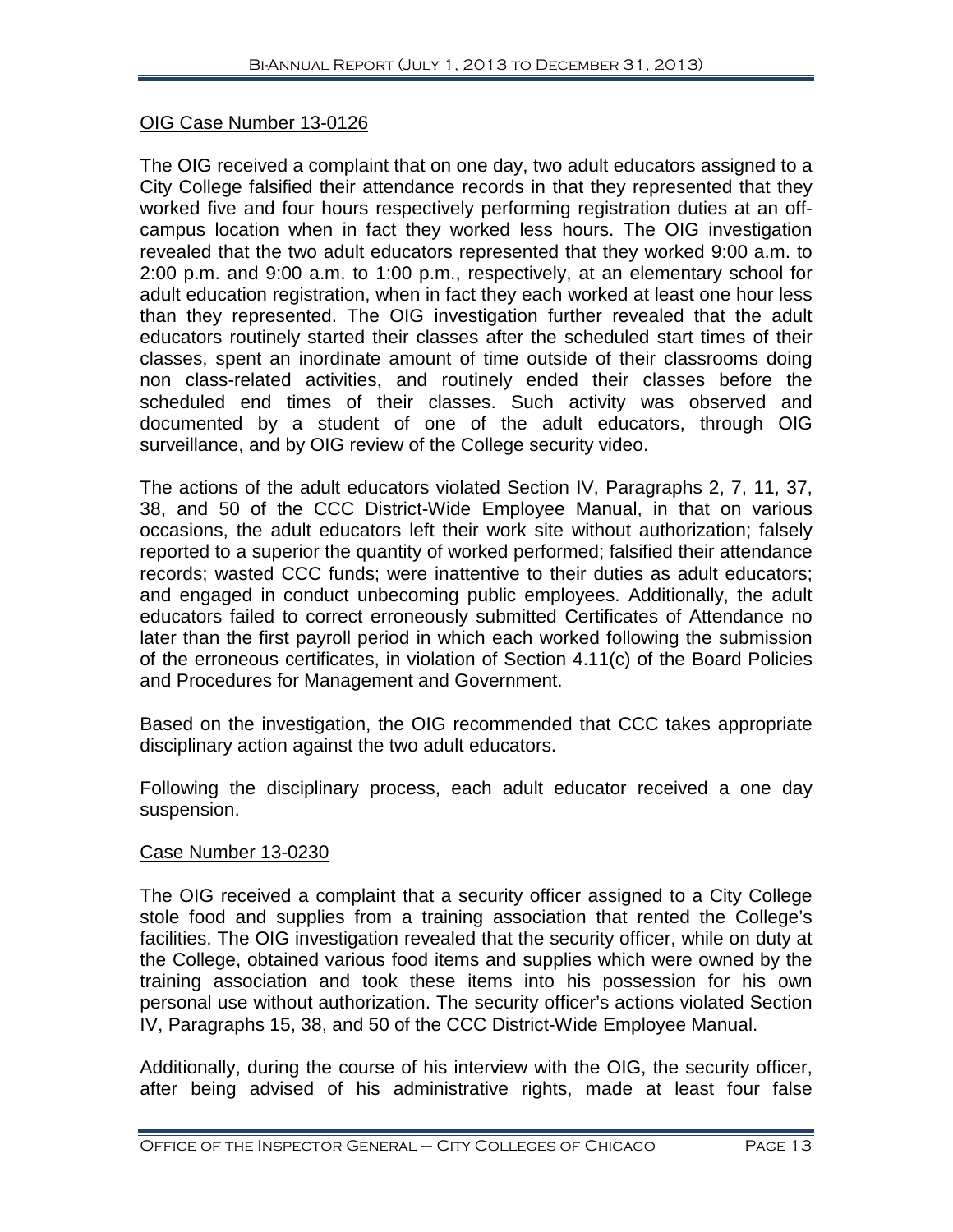<u>OIG Case Number 13-0126</u>

The OIG received a complaint that on one day, two adult educators assigned to a City College falsified their attendance records in that they represented that they worked five and four hours respectively performing registration duties at an off-campus location when in fact they worked less hours. The OIG investigation revealed that the two adult educators represented that they worked 9:00 a.m. to 2:00 p.m. and 9:00 a.m. to 1:00 p.m., respectively, at an elementary school for adult education registration, when in fact they each worked at least one hour less than they represented. The OIG investigation further revealed that the adult educators routinely started their classes after the scheduled start times of their classes, spent an inordinate amount of time outside of their classrooms doing non class-related activities, and routinely ended their classes before the scheduled end times of their classes. Such activity was observed and documented by a student of one of the adult educators, through OIG surveillance, and by OIG review of the College security video.

The actions of the adult educators violated Section IV, Paragraphs 2, 7, 11, 37, 38, and 50 of the CCC District-Wide Employee Manual, in that on various occasions, the adult educators left their work site without authorization; falsely reported to a superior the quantity of worked performed; falsified their attendance records; wasted CCC funds; were inattentive to their duties as adult educators; and engaged in conduct unbecoming public employees. Additionally, the adult educators failed to correct erroneously submitted Certificates of Attendance no later than the first payroll period in which each worked following the submission of the erroneous certificates, in violation of Section 4.11(c) of the Board Policies and Procedures for Management and Government.

Based on the investigation, the OIG recommended that CCC takes appropriate disciplinary action against the two adult educators.

Following the disciplinary process, each adult educator received a one day suspension.

<u>Case Number 13-0230</u>

The OIG received a complaint that a security officer assigned to a City College stole food and supplies from a training association that rented the College's facilities. The OIG investigation revealed that the security officer, while on duty at the College, obtained various food items and supplies which were owned by the training association and took these items into his possession for his own personal use without authorization. The security officer's actions violated Section IV, Paragraphs 15, 38, and 50 of the CCC District-Wide Employee Manual.

Additionally, during the course of his interview with the OIG, the security officer, after being advised of his administrative rights, made at least four false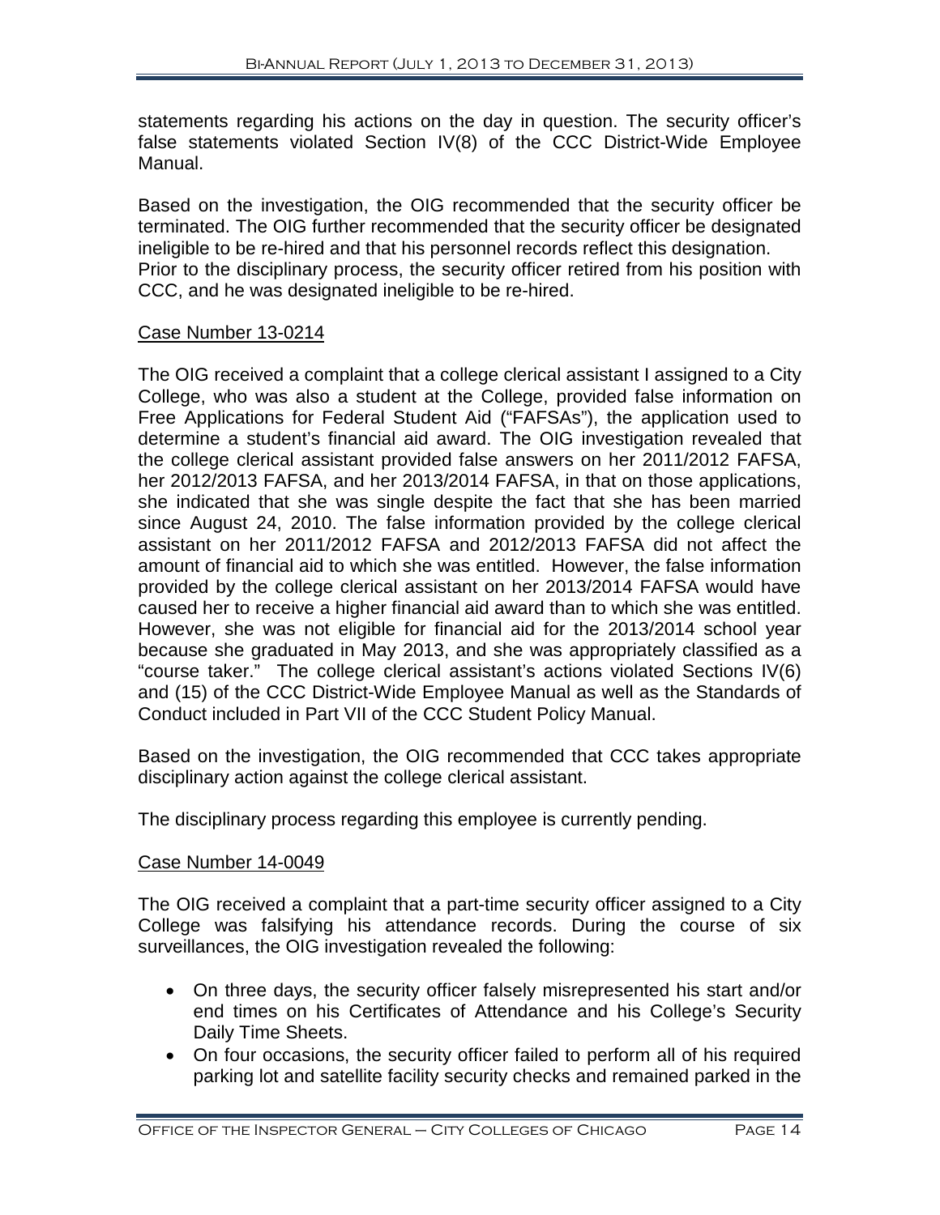statements regarding his actions on the day in question. The security officer's false statements violated Section IV(8) of the CCC District-Wide Employee Manual.

Based on the investigation, the OIG recommended that the security officer be terminated. The OIG further recommended that the security officer be designated ineligible to be re-hired and that his personnel records reflect this designation. Prior to the disciplinary process, the security officer retired from his position with CCC, and he was designated ineligible to be re-hired.

<u>Case Number 13-0214</u>

The OIG received a complaint that a college clerical assistant I assigned to a City College, who was also a student at the College, provided false information on Free Applications for Federal Student Aid ("FAFSAs"), the application used to determine a student's financial aid award. The OIG investigation revealed that the college clerical assistant provided false answers on her 2011/2012 FAFSA, her 2012/2013 FAFSA, and her 2013/2014 FAFSA, in that on those applications, she indicated that she was single despite the fact that she has been married since August 24, 2010. The false information provided by the college clerical assistant on her 2011/2012 FAFSA and 2012/2013 FAFSA did not affect the amount of financial aid to which she was entitled. However, the false information provided by the college clerical assistant on her 2013/2014 FAFSA would have caused her to receive a higher financial aid award than to which she was entitled. However, she was not eligible for financial aid for the 2013/2014 school year because she graduated in May 2013, and she was appropriately classified as a "course taker." The college clerical assistant's actions violated Sections IV(6) and (15) of the CCC District-Wide Employee Manual as well as the Standards of Conduct included in Part VII of the CCC Student Policy Manual.

Based on the investigation, the OIG recommended that CCC takes appropriate disciplinary action against the college clerical assistant.

The disciplinary process regarding this employee is currently pending.

<u>Case Number 14-0049</u>

The OIG received a complaint that a part-time security officer assigned to a City College was falsifying his attendance records. During the course of six surveillances, the OIG investigation revealed the following:

- On three days, the security officer falsely misrepresented his start and/or end times on his Certificates of Attendance and his College's Security Daily Time Sheets.
- On four occasions, the security officer failed to perform all of his required parking lot and satellite facility security checks and remained parked in the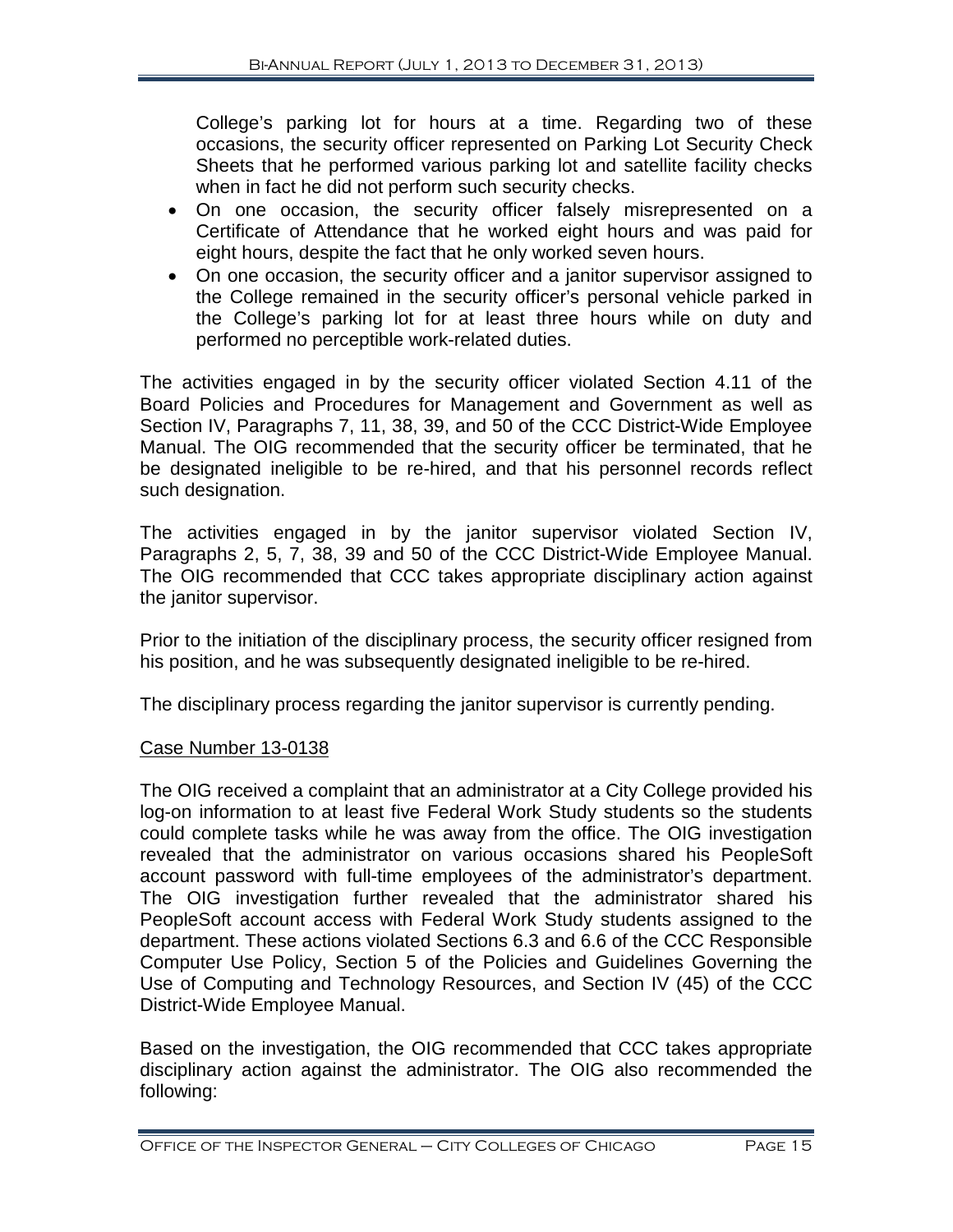College's parking lot for hours at a time. Regarding two of these occasions, the security officer represented on Parking Lot Security Check Sheets that he performed various parking lot and satellite facility checks when in fact he did not perform such security checks.

- On one occasion, the security officer falsely misrepresented on a Certificate of Attendance that he worked eight hours and was paid for eight hours, despite the fact that he only worked seven hours.
- On one occasion, the security officer and a janitor supervisor assigned to the College remained in the security officer's personal vehicle parked in the College's parking lot for at least three hours while on duty and performed no perceptible work-related duties.

The activities engaged in by the security officer violated Section 4.11 of the Board Policies and Procedures for Management and Government as well as Section IV, Paragraphs 7, 11, 38, 39, and 50 of the CCC District-Wide Employee Manual. The OIG recommended that the security officer be terminated, that he be designated ineligible to be re-hired, and that his personnel records reflect such designation.

The activities engaged in by the janitor supervisor violated Section IV, Paragraphs 2, 5, 7, 38, 39 and 50 of the CCC District-Wide Employee Manual. The OIG recommended that CCC takes appropriate disciplinary action against the janitor supervisor.

Prior to the initiation of the disciplinary process, the security officer resigned from his position, and he was subsequently designated ineligible to be re-hired.

The disciplinary process regarding the janitor supervisor is currently pending.

Case Number 13-0138

The OIG received a complaint that an administrator at a City College provided his log-on information to at least five Federal Work Study students so the students could complete tasks while he was away from the office. The OIG investigation revealed that the administrator on various occasions shared his PeopleSoft account password with full-time employees of the administrator's department. The OIG investigation further revealed that the administrator shared his PeopleSoft account access with Federal Work Study students assigned to the department. These actions violated Sections 6.3 and 6.6 of the CCC Responsible Computer Use Policy, Section 5 of the Policies and Guidelines Governing the Use of Computing and Technology Resources, and Section IV (45) of the CCC District-Wide Employee Manual.

Based on the investigation, the OIG recommended that CCC takes appropriate disciplinary action against the administrator. The OIG also recommended the following: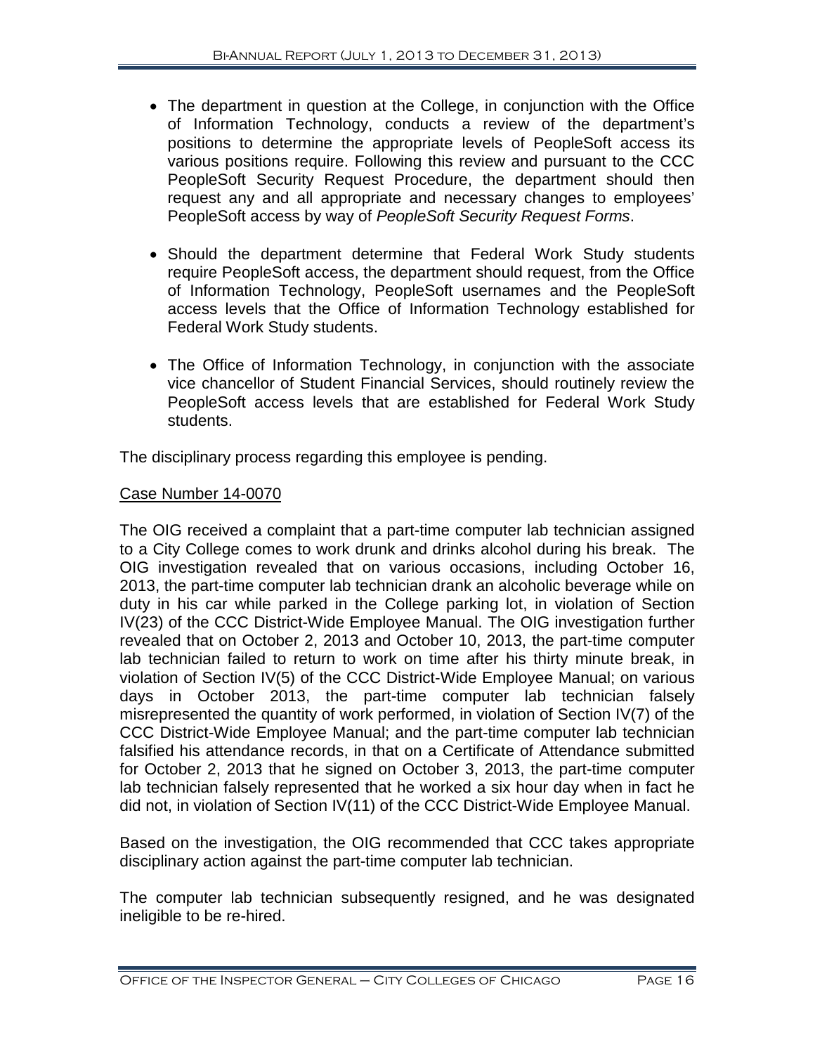- The department in question at the College, in conjunction with the Office of Information Technology, conducts a review of the department's positions to determine the appropriate levels of PeopleSoft access its various positions require. Following this review and pursuant to the CCC PeopleSoft Security Request Procedure, the department should then request any and all appropriate and necessary changes to employees' PeopleSoft access by way of *PeopleSoft Security Request Forms*.

- Should the department determine that Federal Work Study students require PeopleSoft access, the department should request, from the Office of Information Technology, PeopleSoft usernames and the PeopleSoft access levels that the Office of Information Technology established for Federal Work Study students.

- The Office of Information Technology, in conjunction with the associate vice chancellor of Student Financial Services, should routinely review the PeopleSoft access levels that are established for Federal Work Study students.

The disciplinary process regarding this employee is pending.

<u>Case Number 14-0070</u>

The OIG received a complaint that a part-time computer lab technician assigned to a City College comes to work drunk and drinks alcohol during his break. The OIG investigation revealed that on various occasions, including October 16, 2013, the part-time computer lab technician drank an alcoholic beverage while on duty in his car while parked in the College parking lot, in violation of Section IV(23) of the CCC District-Wide Employee Manual. The OIG investigation further revealed that on October 2, 2013 and October 10, 2013, the part-time computer lab technician failed to return to work on time after his thirty minute break, in violation of Section IV(5) of the CCC District-Wide Employee Manual; on various days in October 2013, the part-time computer lab technician falsely misrepresented the quantity of work performed, in violation of Section IV(7) of the CCC District-Wide Employee Manual; and the part-time computer lab technician falsified his attendance records, in that on a Certificate of Attendance submitted for October 2, 2013 that he signed on October 3, 2013, the part-time computer lab technician falsely represented that he worked a six hour day when in fact he did not, in violation of Section IV(11) of the CCC District-Wide Employee Manual.

Based on the investigation, the OIG recommended that CCC takes appropriate disciplinary action against the part-time computer lab technician.

The computer lab technician subsequently resigned, and he was designated ineligible to be re-hired.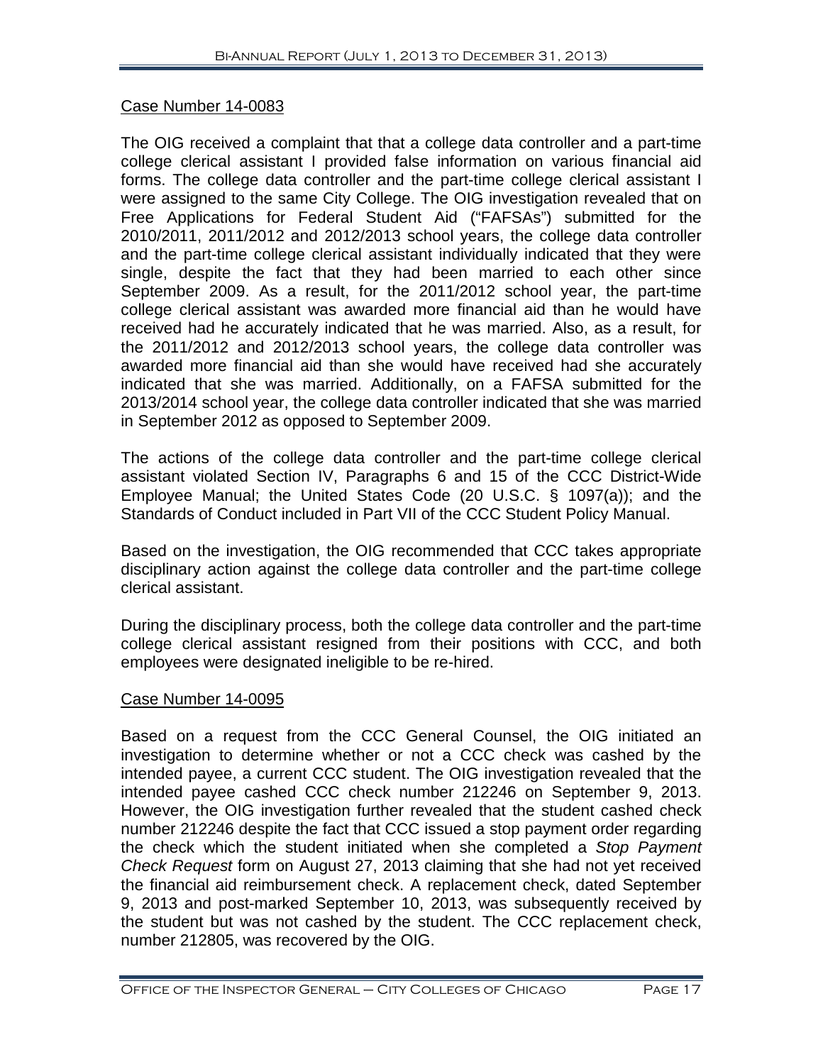Case Number 14-0083

The OIG received a complaint that that a college data controller and a part-time college clerical assistant I provided false information on various financial aid forms. The college data controller and the part-time college clerical assistant I were assigned to the same City College. The OIG investigation revealed that on Free Applications for Federal Student Aid ("FAFSAs") submitted for the 2010/2011, 2011/2012 and 2012/2013 school years, the college data controller and the part-time college clerical assistant individually indicated that they were single, despite the fact that they had been married to each other since September 2009. As a result, for the 2011/2012 school year, the part-time college clerical assistant was awarded more financial aid than he would have received had he accurately indicated that he was married. Also, as a result, for the 2011/2012 and 2012/2013 school years, the college data controller was awarded more financial aid than she would have received had she accurately indicated that she was married. Additionally, on a FAFSA submitted for the 2013/2014 school year, the college data controller indicated that she was married in September 2012 as opposed to September 2009.

The actions of the college data controller and the part-time college clerical assistant violated Section IV, Paragraphs 6 and 15 of the CCC District-Wide Employee Manual; the United States Code (20 U.S.C. § 1097(a)); and the Standards of Conduct included in Part VII of the CCC Student Policy Manual.

Based on the investigation, the OIG recommended that CCC takes appropriate disciplinary action against the college data controller and the part-time college clerical assistant.

During the disciplinary process, both the college data controller and the part-time college clerical assistant resigned from their positions with CCC, and both employees were designated ineligible to be re-hired.

Case Number 14-0095

Based on a request from the CCC General Counsel, the OIG initiated an investigation to determine whether or not a CCC check was cashed by the intended payee, a current CCC student. The OIG investigation revealed that the intended payee cashed CCC check number 212246 on September 9, 2013. However, the OIG investigation further revealed that the student cashed check number 212246 despite the fact that CCC issued a stop payment order regarding the check which the student initiated when she completed a *Stop Payment Check Request* form on August 27, 2013 claiming that she had not yet received the financial aid reimbursement check. A replacement check, dated September 9, 2013 and post-marked September 10, 2013, was subsequently received by the student but was not cashed by the student. The CCC replacement check, number 212805, was recovered by the OIG.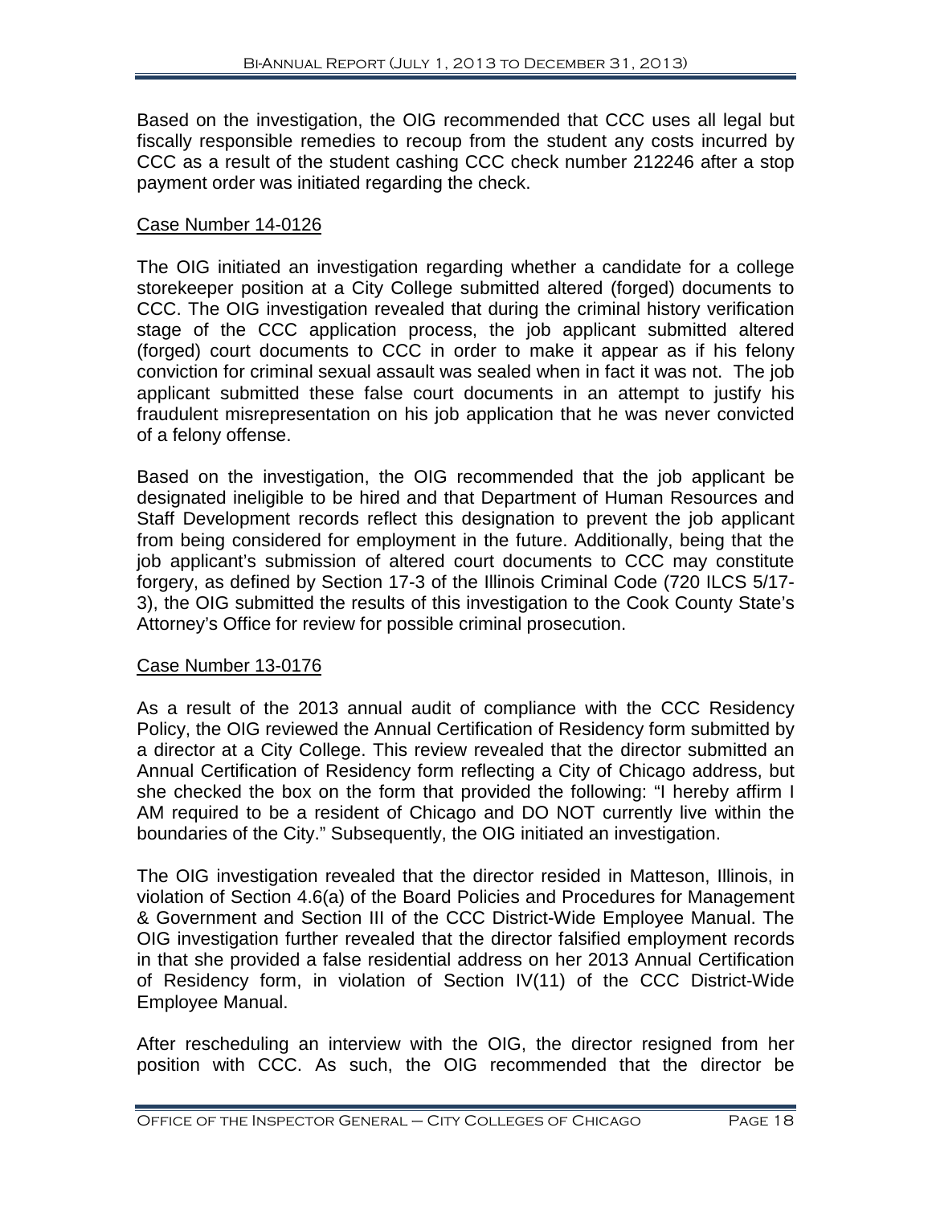Based on the investigation, the OIG recommended that CCC uses all legal but fiscally responsible remedies to recoup from the student any costs incurred by CCC as a result of the student cashing CCC check number 212246 after a stop payment order was initiated regarding the check.

Case Number 14-0126

The OIG initiated an investigation regarding whether a candidate for a college storekeeper position at a City College submitted altered (forged) documents to CCC. The OIG investigation revealed that during the criminal history verification stage of the CCC application process, the job applicant submitted altered (forged) court documents to CCC in order to make it appear as if his felony conviction for criminal sexual assault was sealed when in fact it was not. The job applicant submitted these false court documents in an attempt to justify his fraudulent misrepresentation on his job application that he was never convicted of a felony offense.

Based on the investigation, the OIG recommended that the job applicant be designated ineligible to be hired and that Department of Human Resources and Staff Development records reflect this designation to prevent the job applicant from being considered for employment in the future. Additionally, being that the job applicant's submission of altered court documents to CCC may constitute forgery, as defined by Section 17-3 of the Illinois Criminal Code (720 ILCS 5/17-3), the OIG submitted the results of this investigation to the Cook County State's Attorney's Office for review for possible criminal prosecution.

Case Number 13-0176

As a result of the 2013 annual audit of compliance with the CCC Residency Policy, the OIG reviewed the Annual Certification of Residency form submitted by a director at a City College. This review revealed that the director submitted an Annual Certification of Residency form reflecting a City of Chicago address, but she checked the box on the form that provided the following: "I hereby affirm I AM required to be a resident of Chicago and DO NOT currently live within the boundaries of the City." Subsequently, the OIG initiated an investigation.

The OIG investigation revealed that the director resided in Matteson, Illinois, in violation of Section 4.6(a) of the Board Policies and Procedures for Management & Government and Section III of the CCC District-Wide Employee Manual. The OIG investigation further revealed that the director falsified employment records in that she provided a false residential address on her 2013 Annual Certification of Residency form, in violation of Section IV(11) of the CCC District-Wide Employee Manual.

After rescheduling an interview with the OIG, the director resigned from her position with CCC. As such, the OIG recommended that the director be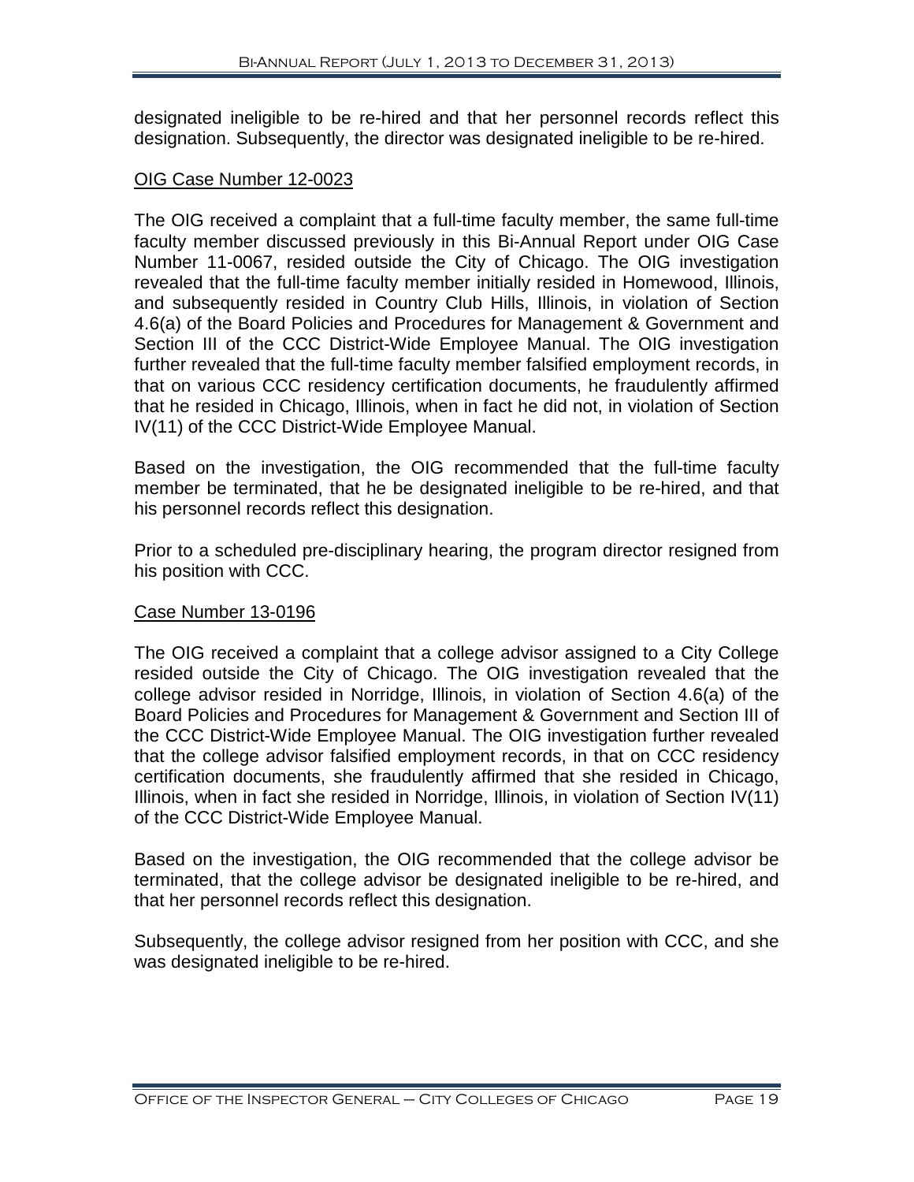designated ineligible to be re-hired and that her personnel records reflect this designation. Subsequently, the director was designated ineligible to be re-hired.

<u>OIG Case Number 12-0023</u>

The OIG received a complaint that a full-time faculty member, the same full-time faculty member discussed previously in this Bi-Annual Report under OIG Case Number 11-0067, resided outside the City of Chicago. The OIG investigation revealed that the full-time faculty member initially resided in Homewood, Illinois, and subsequently resided in Country Club Hills, Illinois, in violation of Section 4.6(a) of the Board Policies and Procedures for Management & Government and Section III of the CCC District-Wide Employee Manual. The OIG investigation further revealed that the full-time faculty member falsified employment records, in that on various CCC residency certification documents, he fraudulently affirmed that he resided in Chicago, Illinois, when in fact he did not, in violation of Section IV(11) of the CCC District-Wide Employee Manual.

Based on the investigation, the OIG recommended that the full-time faculty member be terminated, that he be designated ineligible to be re-hired, and that his personnel records reflect this designation.

Prior to a scheduled pre-disciplinary hearing, the program director resigned from his position with CCC.

<u>Case Number 13-0196</u>

The OIG received a complaint that a college advisor assigned to a City College resided outside the City of Chicago. The OIG investigation revealed that the college advisor resided in Norridge, Illinois, in violation of Section 4.6(a) of the Board Policies and Procedures for Management & Government and Section III of the CCC District-Wide Employee Manual. The OIG investigation further revealed that the college advisor falsified employment records, in that on CCC residency certification documents, she fraudulently affirmed that she resided in Chicago, Illinois, when in fact she resided in Norridge, Illinois, in violation of Section IV(11) of the CCC District-Wide Employee Manual.

Based on the investigation, the OIG recommended that the college advisor be terminated, that the college advisor be designated ineligible to be re-hired, and that her personnel records reflect this designation.

Subsequently, the college advisor resigned from her position with CCC, and she was designated ineligible to be re-hired.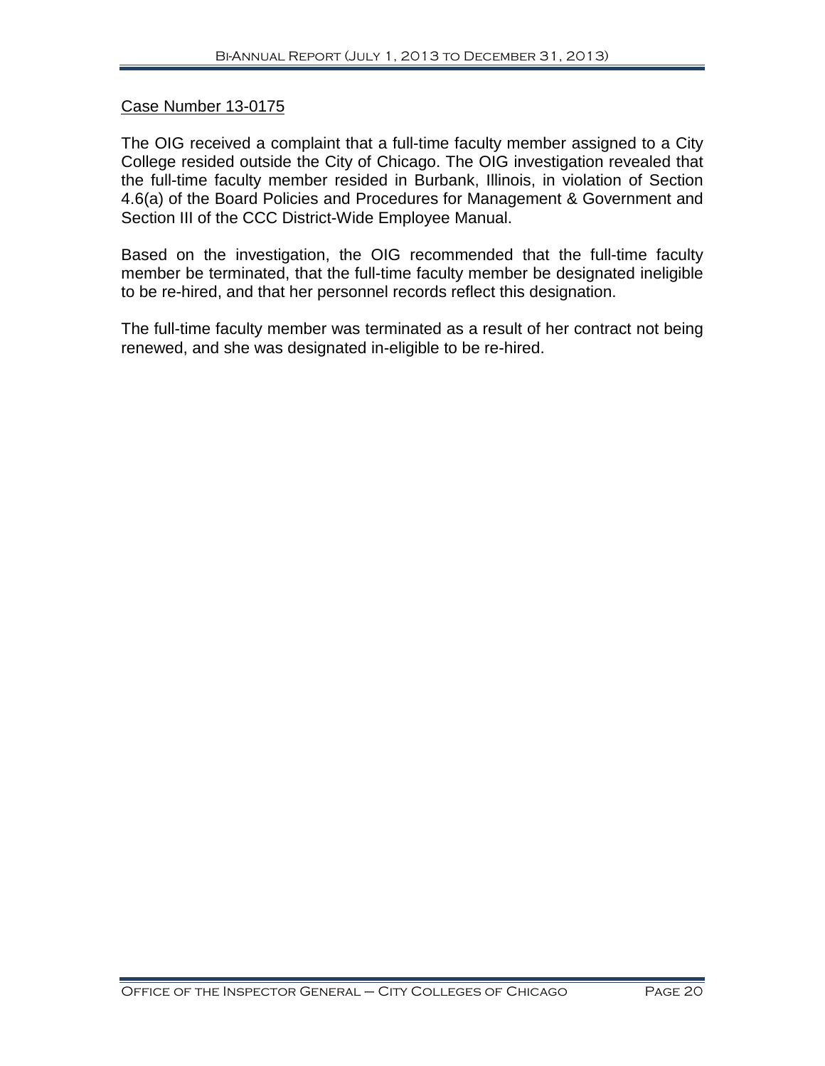Case Number 13-0175

The OIG received a complaint that a full-time faculty member assigned to a City College resided outside the City of Chicago. The OIG investigation revealed that the full-time faculty member resided in Burbank, Illinois, in violation of Section 4.6(a) of the Board Policies and Procedures for Management & Government and Section III of the CCC District-Wide Employee Manual.

Based on the investigation, the OIG recommended that the full-time faculty member be terminated, that the full-time faculty member be designated ineligible to be re-hired, and that her personnel records reflect this designation.

The full-time faculty member was terminated as a result of her contract not being renewed, and she was designated in-eligible to be re-hired.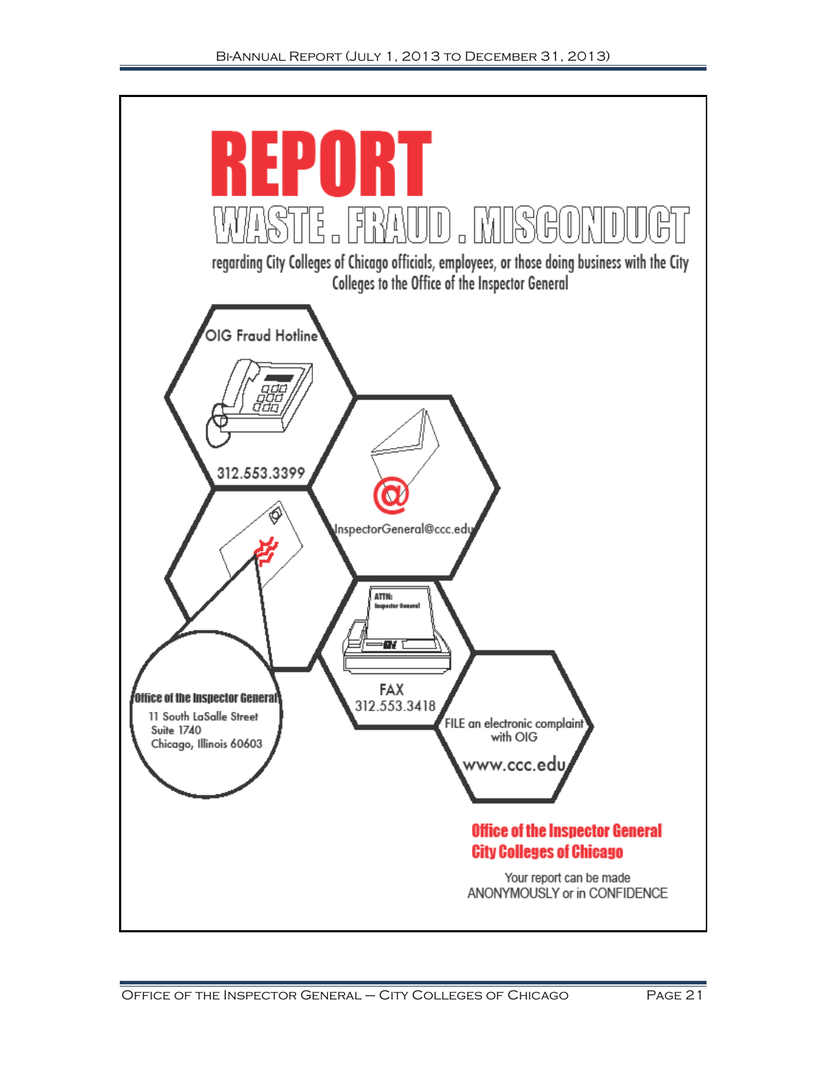# REPORT

## WASTE . FRAUD . MISCONDUCT

regarding City Colleges of Chicago officials, employees, or those doing business with the City Colleges to the Office of the Inspector General

OIG Fraud Hotline

312.553.3399

InspectorGeneral@ccc.edu

ATTN: Inspector General

FAX
312.553.3418

**Office of the Inspector General**
11 South LaSalle Street
Suite 1740
Chicago, Illinois 60603

FILE an electronic complaint with OIG

www.ccc.edu

**Office of the Inspector General**
**City Colleges of Chicago**

Your report can be made ANONYMOUSLY or in CONFIDENCE